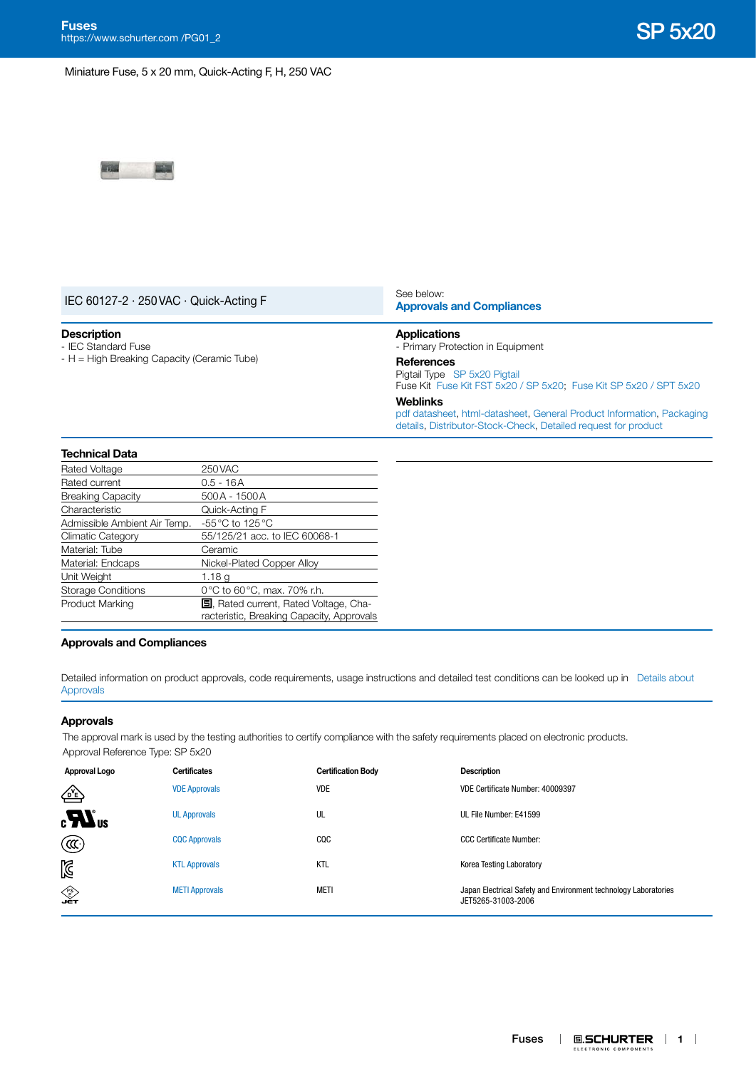# SP 5x20

**Fuses**
https://www.schurter.com /PG01_2

Miniature Fuse, 5 x 20 mm, Quick-Acting F, H, 250 VAC

IEC 60127-2 · 250 VAC · Quick-Acting F

See below:
**Approvals and Compliances**

### Description

- IEC Standard Fuse
- H = High Breaking Capacity (Ceramic Tube)

### Applications

- Primary Protection in Equipment

### References

Pigtail Type SP 5x20 Pigtail
Fuse Kit Fuse Kit FST 5x20 / SP 5x20; Fuse Kit SP 5x20 / SPT 5x20

### Weblinks

pdf datasheet, html-datasheet, General Product Information, Packaging details, Distributor-Stock-Check, Detailed request for product

### Technical Data

| | |
|---|---|
| Rated Voltage | 250 VAC |
| Rated current | 0.5 - 16 A |
| Breaking Capacity | 500 A - 1500 A |
| Characteristic | Quick-Acting F |
| Admissible Ambient Air Temp. | -55 °C to 125 °C |
| Climatic Category | 55/125/21 acc. to IEC 60068-1 |
| Material: Tube | Ceramic |
| Material: Endcaps | Nickel-Plated Copper Alloy |
| Unit Weight | 1.18 g |
| Storage Conditions | 0 °C to 60 °C, max. 70% r.h. |
| Product Marking | Schurter logo, Rated current, Rated Voltage, Characteristic, Breaking Capacity, Approvals |

## Approvals and Compliances

Detailed information on product approvals, code requirements, usage instructions and detailed test conditions can be looked up in Details about Approvals

### Approvals

The approval mark is used by the testing authorities to certify compliance with the safety requirements placed on electronic products.
Approval Reference Type: SP 5x20

| Approval Logo | Certificates | Certification Body | Description |
|---|---|---|---|
| VDE | VDE Approvals | VDE | VDE Certificate Number: 40009397 |
| cULus | UL Approvals | UL | UL File Number: E41599 |
| CCC | CQC Approvals | CQC | CCC Certificate Number: |
| KC | KTL Approvals | KTL | Korea Testing Laboratory |
| PSE / JET | METI Approvals | METI | Japan Electrical Safety and Environment technology Laboratories JET5265-31003-2006 |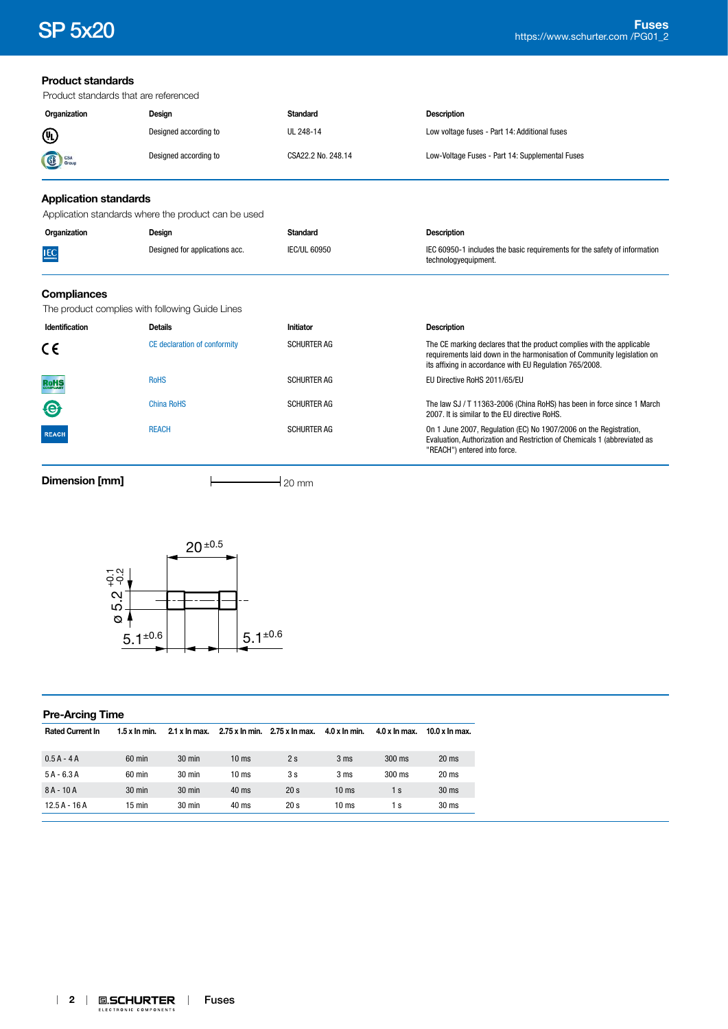## Product standards

Product standards that are referenced

| Organization | Design | Standard | Description |
|---|---|---|---|
| UL | Designed according to | UL 248-14 | Low voltage fuses - Part 14: Additional fuses |
| CSA Group | Designed according to | CSA22.2 No. 248.14 | Low-Voltage Fuses - Part 14: Supplemental Fuses |

## Application standards

Application standards where the product can be used

| Organization | Design | Standard | Description |
|---|---|---|---|
| IEC | Designed for applications acc. | IEC/UL 60950 | IEC 60950-1 includes the basic requirements for the safety of information technologyequipment. |

## Compliances

The product complies with following Guide Lines

| Identification | Details | Initiator | Description |
|---|---|---|---|
| CE | CE declaration of conformity | SCHURTER AG | The CE marking declares that the product complies with the applicable requirements laid down in the harmonisation of Community legislation on its affixing in accordance with EU Regulation 765/2008. |
| RoHS | RoHS | SCHURTER AG | EU Directive RoHS 2011/65/EU |
| China RoHS | China RoHS | SCHURTER AG | The law SJ / T 11363-2006 (China RoHS) has been in force since 1 March 2007. It is similar to the EU directive RoHS. |
| REACH | REACH | SCHURTER AG | On 1 June 2007, Regulation (EC) No 1907/2006 on the Registration, Evaluation, Authorization and Restriction of Chemicals 1 (abbreviated as "REACH") entered into force. |

## Dimension [mm]

20 mm

$20^{\pm0.5}$

$\varnothing\ 5.2^{+0.1}_{-0.2}$

$5.1^{\pm0.6}$ $5.1^{\pm0.6}$

## Pre-Arcing Time

| Rated Current In | 1.5 x In min. | 2.1 x In max. | 2.75 x In min. | 2.75 x In max. | 4.0 x In min. | 4.0 x In max. | 10.0 x In max. |
|---|---|---|---|---|---|---|---|
| 0.5 A - 4 A | 60 min | 30 min | 10 ms | 2 s | 3 ms | 300 ms | 20 ms |
| 5 A - 6.3 A | 60 min | 30 min | 10 ms | 3 s | 3 ms | 300 ms | 20 ms |
| 8 A - 10 A | 30 min | 30 min | 40 ms | 20 s | 10 ms | 1 s | 30 ms |
| 12.5 A - 16 A | 15 min | 30 min | 40 ms | 20 s | 10 ms | 1 s | 30 ms |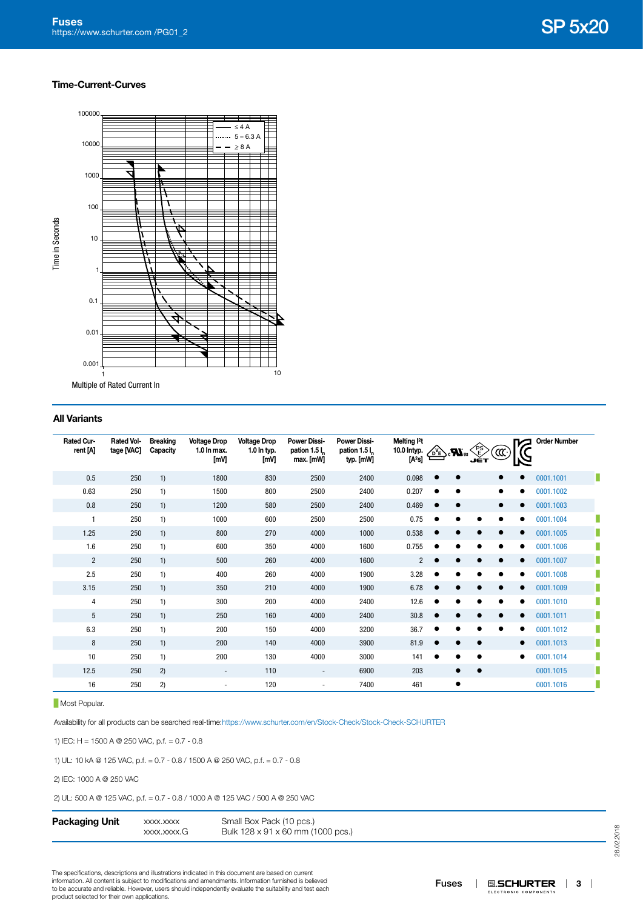## Time-Current-Curves

100000
10000
1000
100
10
1
0.1
0.01
0.001

Time in Seconds

1
10

Multiple of Rated Current In

≤ 4 A
5 – 6.3 A
≥ 8 A

## All Variants

| Rated Current [A] | Rated Voltage [VAC] | Breaking Capacity | Voltage Drop 1.0 In max. [mV] | Voltage Drop 1.0 In typ. [mV] | Power Dissipation 1.5 $I_n$ max. [mW] | Power Dissipation 1.5 $I_n$ typ. [mW] | Melting I²t 10.0 Intyp. [A²s] | VDE | cULus | PSE JET | CCC | KC | Order Number | Most Popular |
|---|---|---|---|---|---|---|---|---|---|---|---|---|---|---|
| 0.5 | 250 | 1) | 1800 | 830 | 2500 | 2400 | 0.098 | ● | ● | | ● | ● | 0001.1001 | ▮ |
| 0.63 | 250 | 1) | 1500 | 800 | 2500 | 2400 | 0.207 | ● | ● | | ● | ● | 0001.1002 | |
| 0.8 | 250 | 1) | 1200 | 580 | 2500 | 2400 | 0.469 | ● | ● | | ● | ● | 0001.1003 | |
| 1 | 250 | 1) | 1000 | 600 | 2500 | 2500 | 0.75 | ● | ● | ● | ● | ● | 0001.1004 | ▮ |
| 1.25 | 250 | 1) | 800 | 270 | 4000 | 1000 | 0.538 | ● | ● | ● | ● | ● | 0001.1005 | ▮ |
| 1.6 | 250 | 1) | 600 | 350 | 4000 | 1600 | 0.755 | ● | ● | ● | ● | ● | 0001.1006 | ▮ |
| 2 | 250 | 1) | 500 | 260 | 4000 | 1600 | 2 | ● | ● | ● | ● | ● | 0001.1007 | ▮ |
| 2.5 | 250 | 1) | 400 | 260 | 4000 | 1900 | 3.28 | ● | ● | ● | ● | ● | 0001.1008 | ▮ |
| 3.15 | 250 | 1) | 350 | 210 | 4000 | 1900 | 6.78 | ● | ● | ● | ● | ● | 0001.1009 | ▮ |
| 4 | 250 | 1) | 300 | 200 | 4000 | 2400 | 12.6 | ● | ● | ● | ● | ● | 0001.1010 | ▮ |
| 5 | 250 | 1) | 250 | 160 | 4000 | 2400 | 30.8 | ● | ● | ● | ● | ● | 0001.1011 | ▮ |
| 6.3 | 250 | 1) | 200 | 150 | 4000 | 3200 | 36.7 | ● | ● | ● | ● | ● | 0001.1012 | ▮ |
| 8 | 250 | 1) | 200 | 140 | 4000 | 3900 | 81.9 | ● | ● | ● | | ● | 0001.1013 | ▮ |
| 10 | 250 | 1) | 200 | 130 | 4000 | 3000 | 141 | ● | ● | ● | | ● | 0001.1014 | ▮ |
| 12.5 | 250 | 2) | - | 110 | - | 6900 | 203 | | ● | ● | | | 0001.1015 | ▮ |
| 16 | 250 | 2) | - | 120 | - | 7400 | 461 | | ● | | | | 0001.1016 | ▮ |

▮ Most Popular.

Availability for all products can be searched real-time:https://www.schurter.com/en/Stock-Check/Stock-Check-SCHURTER

1) IEC: H = 1500 A @ 250 VAC, p.f. = 0.7 - 0.8

1) UL: 10 kA @ 125 VAC, p.f. = 0.7 - 0.8 / 1500 A @ 250 VAC, p.f. = 0.7 - 0.8

2) IEC: 1000 A @ 250 VAC

2) UL: 500 A @ 125 VAC, p.f. = 0.7 - 0.8 / 1000 A @ 125 VAC / 500 A @ 250 VAC

| **Packaging Unit** | | |
|---|---|---|
| | xxxx.xxxx | Small Box Pack (10 pcs.) |
| | xxxx.xxxx.G | Bulk 128 x 91 x 60 mm (1000 pcs.) |

26.02.2018

The specifications, descriptions and illustrations indicated in this document are based on current information. All content is subject to modifications and amendments. Information furnished is believed to be accurate and reliable. However, users should independently evaluate the suitability and test each product selected for their own applications.